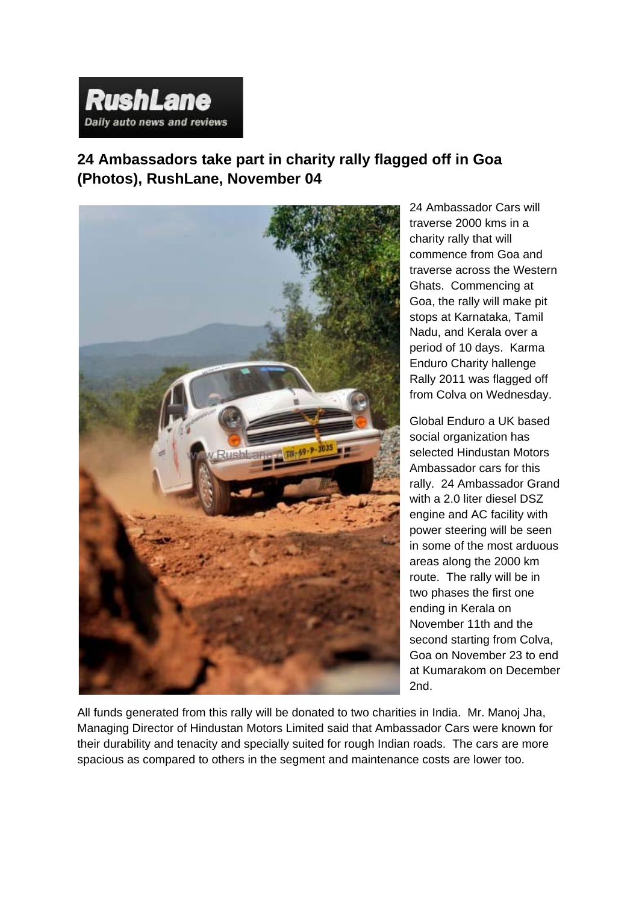**RushLane**

*Daily auto news and reviews*

## 24 Ambassadors take part in charity rally flagged off in Goa (Photos), RushLane, November 04

24 Ambassador Cars will traverse 2000 kms in a charity rally that will commence from Goa and traverse across the Western Ghats. Commencing at Goa, the rally will make pit stops at Karnataka, Tamil Nadu, and Kerala over a period of 10 days. Karma Enduro Charity hallenge Rally 2011 was flagged off from Colva on Wednesday.

Global Enduro a UK based social organization has selected Hindustan Motors Ambassador cars for this rally. 24 Ambassador Grand with a 2.0 liter diesel DSZ engine and AC facility with power steering will be seen in some of the most arduous areas along the 2000 km route. The rally will be in two phases the first one ending in Kerala on November 11th and the second starting from Colva, Goa on November 23 to end at Kumarakom on December 2nd.

All funds generated from this rally will be donated to two charities in India. Mr. Manoj Jha, Managing Director of Hindustan Motors Limited said that Ambassador Cars were known for their durability and tenacity and specially suited for rough Indian roads. The cars are more spacious as compared to others in the segment and maintenance costs are lower too.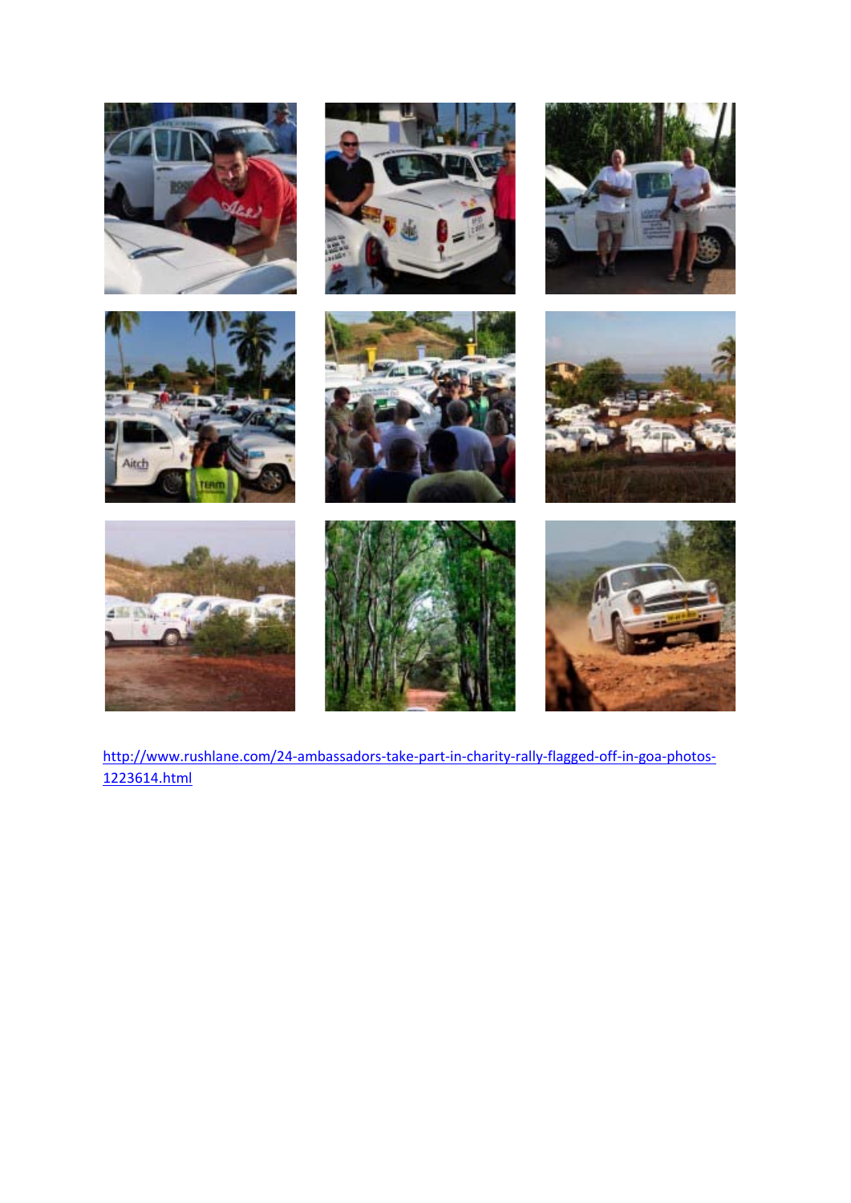http://www.rushlane.com/24-ambassadors-take-part-in-charity-rally-flagged-off-in-goa-photos-1223614.html